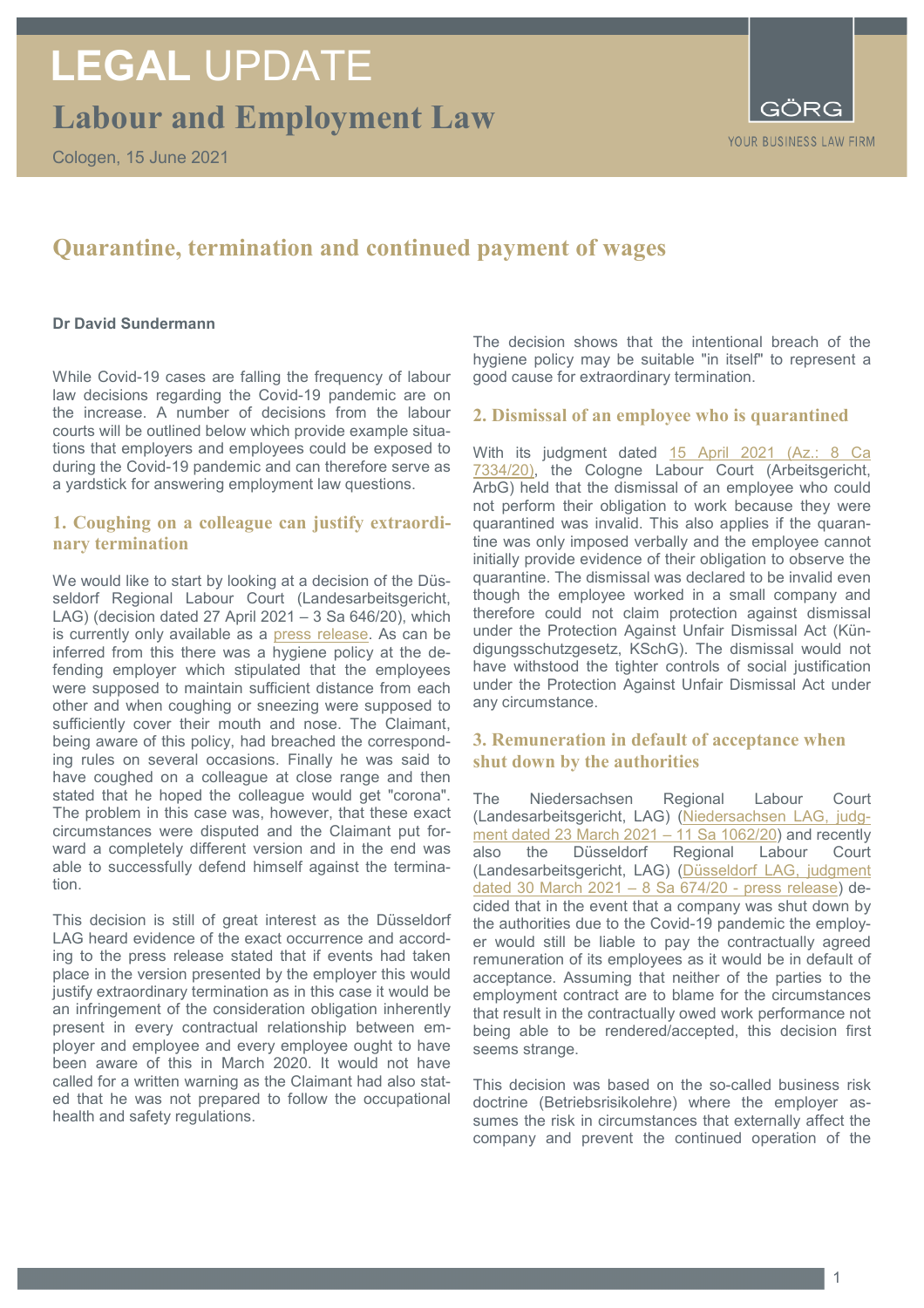# LEGAL UPDATE

## Labour and Employment Law

Cologen, 15 June 2021

GÖRG
YOUR BUSINESS LAW FIRM

# Quarantine, termination and continued payment of wages

**Dr David Sundermann**

While Covid-19 cases are falling the frequency of labour law decisions regarding the Covid-19 pandemic are on the increase. A number of decisions from the labour courts will be outlined below which provide example situations that employers and employees could be exposed to during the Covid-19 pandemic and can therefore serve as a yardstick for answering employment law questions.

## 1. Coughing on a colleague can justify extraordinary termination

We would like to start by looking at a decision of the Düsseldorf Regional Labour Court (Landesarbeitsgericht, LAG) (decision dated 27 April 2021 – 3 Sa 646/20), which is currently only available as a press release. As can be inferred from this there was a hygiene policy at the defending employer which stipulated that the employees were supposed to maintain sufficient distance from each other and when coughing or sneezing were supposed to sufficiently cover their mouth and nose. The Claimant, being aware of this policy, had breached the corresponding rules on several occasions. Finally he was said to have coughed on a colleague at close range and then stated that he hoped the colleague would get "corona". The problem in this case was, however, that these exact circumstances were disputed and the Claimant put forward a completely different version and in the end was able to successfully defend himself against the termination.

This decision is still of great interest as the Düsseldorf LAG heard evidence of the exact occurrence and according to the press release stated that if events had taken place in the version presented by the employer this would justify extraordinary termination as in this case it would be an infringement of the consideration obligation inherently present in every contractual relationship between employer and employee and every employee ought to have been aware of this in March 2020. It would not have called for a written warning as the Claimant had also stated that he was not prepared to follow the occupational health and safety regulations.

The decision shows that the intentional breach of the hygiene policy may be suitable "in itself" to represent a good cause for extraordinary termination.

## 2. Dismissal of an employee who is quarantined

With its judgment dated 15 April 2021 (Az.: 8 Ca 7334/20), the Cologne Labour Court (Arbeitsgericht, ArbG) held that the dismissal of an employee who could not perform their obligation to work because they were quarantined was invalid. This also applies if the quarantine was only imposed verbally and the employee cannot initially provide evidence of their obligation to observe the quarantine. The dismissal was declared to be invalid even though the employee worked in a small company and therefore could not claim protection against dismissal under the Protection Against Unfair Dismissal Act (Kündigungsschutzgesetz, KSchG). The dismissal would not have withstood the tighter controls of social justification under the Protection Against Unfair Dismissal Act under any circumstance.

## 3. Remuneration in default of acceptance when shut down by the authorities

The Niedersachsen Regional Labour Court (Landesarbeitsgericht, LAG) (Niedersachsen LAG, judgment dated 23 March 2021 – 11 Sa 1062/20) and recently also the Düsseldorf Regional Labour Court (Landesarbeitsgericht, LAG) (Düsseldorf LAG, judgment dated 30 March 2021 – 8 Sa 674/20 - press release) decided that in the event that a company was shut down by the authorities due to the Covid-19 pandemic the employer would still be liable to pay the contractually agreed remuneration of its employees as it would be in default of acceptance. Assuming that neither of the parties to the employment contract are to blame for the circumstances that result in the contractually owed work performance not being able to be rendered/accepted, this decision first seems strange.

This decision was based on the so-called business risk doctrine (Betriebsrisikolehre) where the employer assumes the risk in circumstances that externally affect the company and prevent the continued operation of the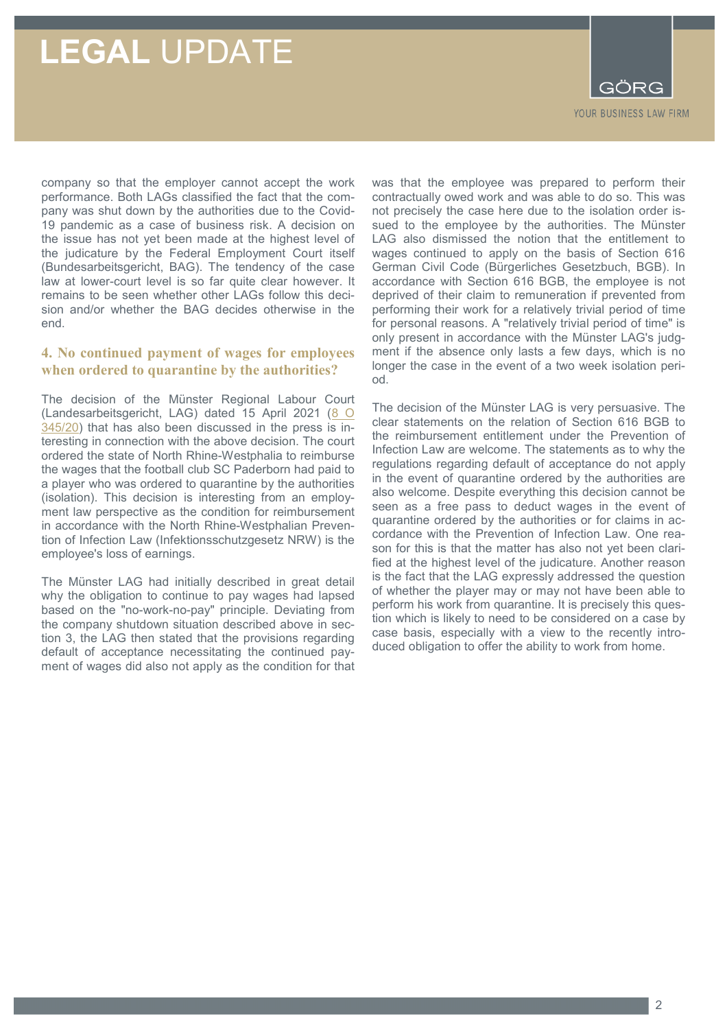company so that the employer cannot accept the work performance. Both LAGs classified the fact that the company was shut down by the authorities due to the Covid-19 pandemic as a case of business risk. A decision on the issue has not yet been made at the highest level of the judicature by the Federal Employment Court itself (Bundesarbeitsgericht, BAG). The tendency of the case law at lower-court level is so far quite clear however. It remains to be seen whether other LAGs follow this decision and/or whether the BAG decides otherwise in the end.

### 4. No continued payment of wages for employees when ordered to quarantine by the authorities?

The decision of the Münster Regional Labour Court (Landesarbeitsgericht, LAG) dated 15 April 2021 (8 O 345/20) that has also been discussed in the press is interesting in connection with the above decision. The court ordered the state of North Rhine-Westphalia to reimburse the wages that the football club SC Paderborn had paid to a player who was ordered to quarantine by the authorities (isolation). This decision is interesting from an employment law perspective as the condition for reimbursement in accordance with the North Rhine-Westphalian Prevention of Infection Law (Infektionsschutzgesetz NRW) is the employee's loss of earnings.

The Münster LAG had initially described in great detail why the obligation to continue to pay wages had lapsed based on the "no-work-no-pay" principle. Deviating from the company shutdown situation described above in section 3, the LAG then stated that the provisions regarding default of acceptance necessitating the continued payment of wages did also not apply as the condition for that was that the employee was prepared to perform their contractually owed work and was able to do so. This was not precisely the case here due to the isolation order issued to the employee by the authorities. The Münster LAG also dismissed the notion that the entitlement to wages continued to apply on the basis of Section 616 German Civil Code (Bürgerliches Gesetzbuch, BGB). In accordance with Section 616 BGB, the employee is not deprived of their claim to remuneration if prevented from performing their work for a relatively trivial period of time for personal reasons. A "relatively trivial period of time" is only present in accordance with the Münster LAG's judgment if the absence only lasts a few days, which is no longer the case in the event of a two week isolation period.

The decision of the Münster LAG is very persuasive. The clear statements on the relation of Section 616 BGB to the reimbursement entitlement under the Prevention of Infection Law are welcome. The statements as to why the regulations regarding default of acceptance do not apply in the event of quarantine ordered by the authorities are also welcome. Despite everything this decision cannot be seen as a free pass to deduct wages in the event of quarantine ordered by the authorities or for claims in accordance with the Prevention of Infection Law. One reason for this is that the matter has also not yet been clarified at the highest level of the judicature. Another reason is the fact that the LAG expressly addressed the question of whether the player may or may not have been able to perform his work from quarantine. It is precisely this question which is likely to need to be considered on a case by case basis, especially with a view to the recently introduced obligation to offer the ability to work from home.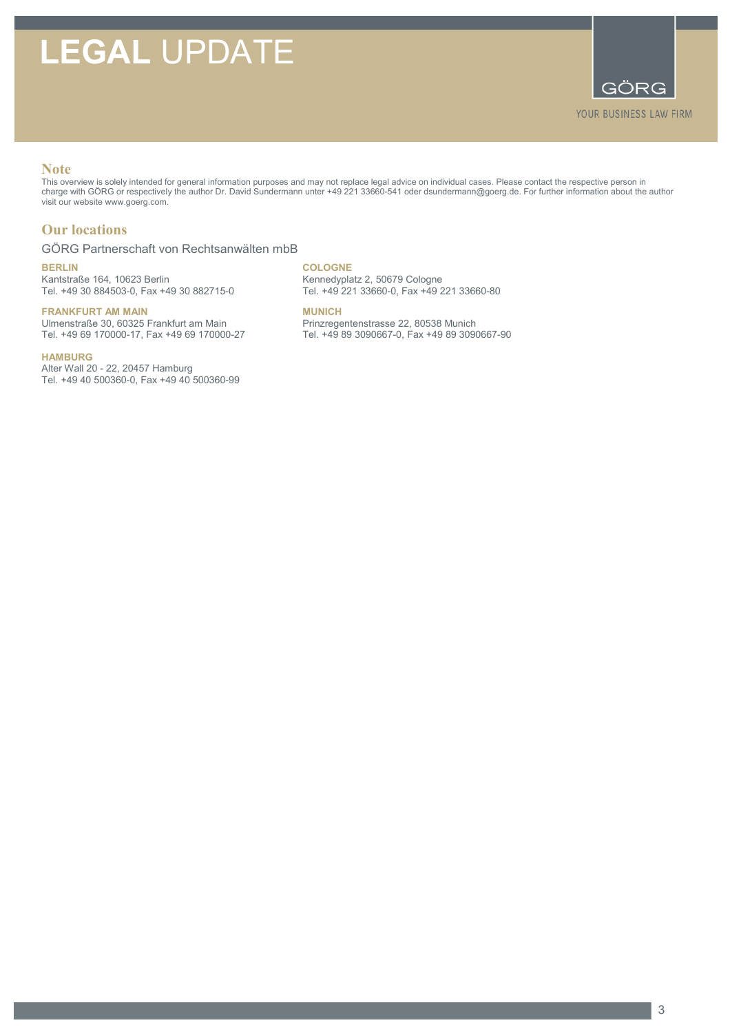## Note

This overview is solely intended for general information purposes and may not replace legal advice on individual cases. Please contact the respective person in charge with GÖRG or respectively the author Dr. David Sundermann unter +49 221 33660-541 oder dsundermann@goerg.de. For further information about the author visit our website www.goerg.com.

## Our locations

GÖRG Partnerschaft von Rechtsanwälten mbB

**BERLIN**
Kantstraße 164, 10623 Berlin
Tel. +49 30 884503-0, Fax +49 30 882715-0

**FRANKFURT AM MAIN**
Ulmenstraße 30, 60325 Frankfurt am Main
Tel. +49 69 170000-17, Fax +49 69 170000-27

**HAMBURG**
Alter Wall 20 - 22, 20457 Hamburg
Tel. +49 40 500360-0, Fax +49 40 500360-99

**COLOGNE**
Kennedyplatz 2, 50679 Cologne
Tel. +49 221 33660-0, Fax +49 221 33660-80

**MUNICH**
Prinzregentenstrasse 22, 80538 Munich
Tel. +49 89 3090667-0, Fax +49 89 3090667-90